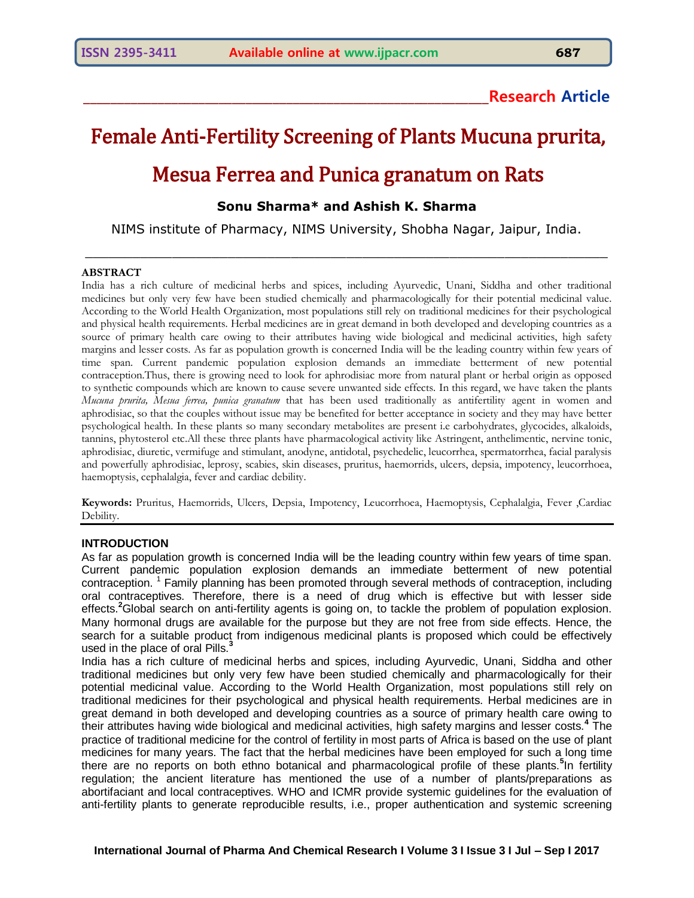Research Article

# Female Anti-Fertility Screening of Plants Mucuna prurita, Mesua Ferrea and Punica granatum on Rats

**Sonu Sharma* and Ashish K. Sharma**

NIMS institute of Pharmacy, NIMS University, Shobha Nagar, Jaipur, India.

## ABSTRACT

India has a rich culture of medicinal herbs and spices, including Ayurvedic, Unani, Siddha and other traditional medicines but only very few have been studied chemically and pharmacologically for their potential medicinal value. According to the World Health Organization, most populations still rely on traditional medicines for their psychological and physical health requirements. Herbal medicines are in great demand in both developed and developing countries as a source of primary health care owing to their attributes having wide biological and medicinal activities, high safety margins and lesser costs. As far as population growth is concerned India will be the leading country within few years of time span. Current pandemic population explosion demands an immediate betterment of new potential contraception.Thus, there is growing need to look for aphrodisiac more from natural plant or herbal origin as opposed to synthetic compounds which are known to cause severe unwanted side effects. In this regard, we have taken the plants *Mucuna prurita, Mesua ferrea, punica granatum* that has been used traditionally as antifertility agent in women and aphrodisiac, so that the couples without issue may be benefited for better acceptance in society and they may have better psychological health. In these plants so many secondary metabolites are present i.e carbohydrates, glycocides, alkaloids, tannins, phytosterol etc.All these three plants have pharmacological activity like Astringent, anthelimentic, nervine tonic, aphrodisiac, diuretic, vermifuge and stimulant, anodyne, antidotal, psychedelic, leucorrhea, spermatorrhea, facial paralysis and powerfully aphrodisiac, leprosy, scabies, skin diseases, pruritus, haemorrids, ulcers, depsia, impotency, leucorrhoea, haemoptysis, cephalalgia, fever and cardiac debility.

**Keywords:** Pruritus, Haemorrids, Ulcers, Depsia, Impotency, Leucorrhoea, Haemoptysis, Cephalalgia, Fever ,Cardiac Debility.

## INTRODUCTION

As far as population growth is concerned India will be the leading country within few years of time span. Current pandemic population explosion demands an immediate betterment of new potential contraception. [1] Family planning has been promoted through several methods of contraception, including oral contraceptives. Therefore, there is a need of drug which is effective but with lesser side effects.[2]Global search on anti-fertility agents is going on, to tackle the problem of population explosion. Many hormonal drugs are available for the purpose but they are not free from side effects. Hence, the search for a suitable product from indigenous medicinal plants is proposed which could be effectively used in the place of oral Pills.[3]

India has a rich culture of medicinal herbs and spices, including Ayurvedic, Unani, Siddha and other traditional medicines but only very few have been studied chemically and pharmacologically for their potential medicinal value. According to the World Health Organization, most populations still rely on traditional medicines for their psychological and physical health requirements. Herbal medicines are in great demand in both developed and developing countries as a source of primary health care owing to their attributes having wide biological and medicinal activities, high safety margins and lesser costs.[4] The practice of traditional medicine for the control of fertility in most parts of Africa is based on the use of plant medicines for many years. The fact that the herbal medicines have been employed for such a long time there are no reports on both ethno botanical and pharmacological profile of these plants.[5]In fertility regulation; the ancient literature has mentioned the use of a number of plants/preparations as abortifaciant and local contraceptives. WHO and ICMR provide systemic guidelines for the evaluation of anti-fertility plants to generate reproducible results, i.e., proper authentication and systemic screening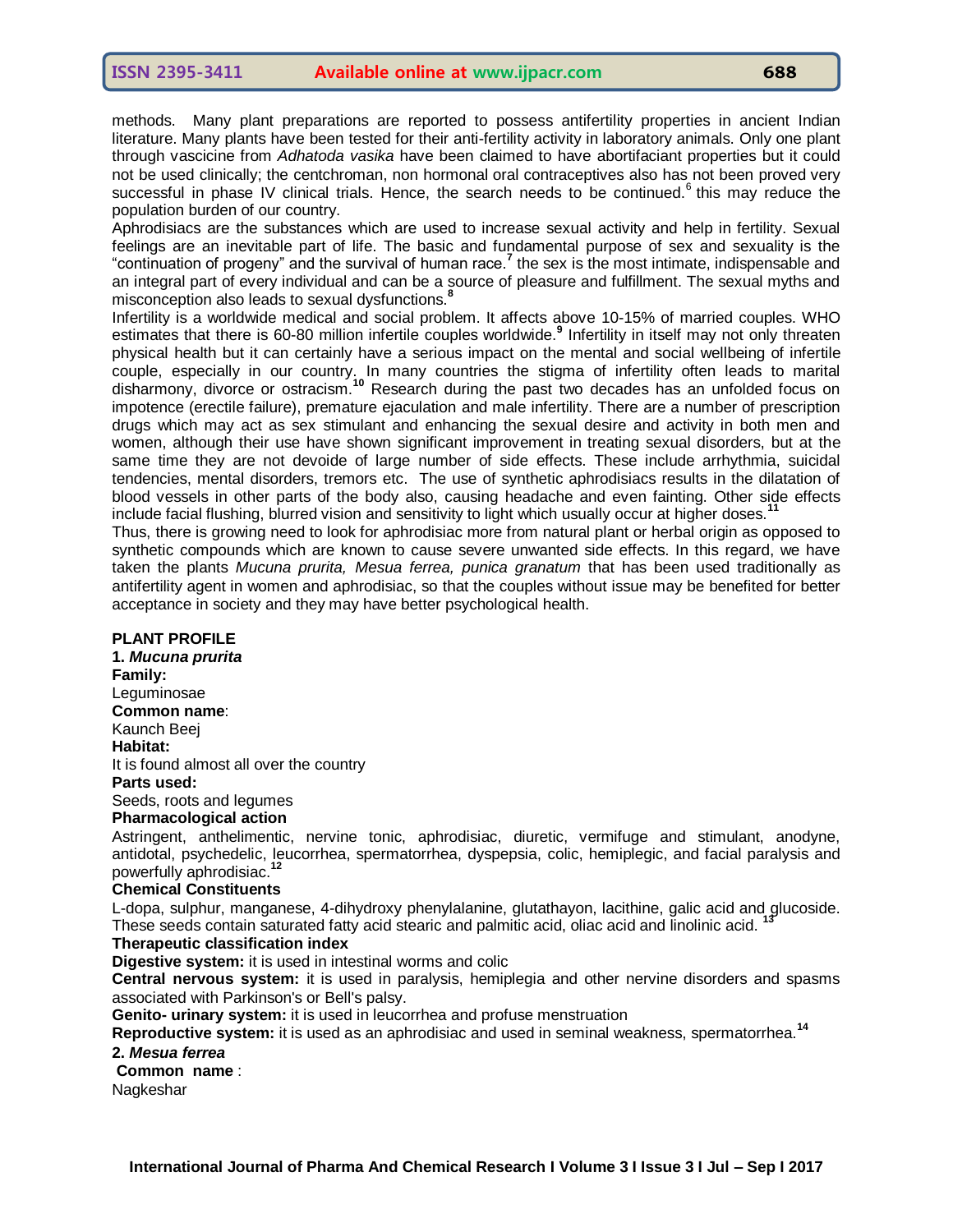methods. Many plant preparations are reported to possess antifertility properties in ancient Indian literature. Many plants have been tested for their anti-fertility activity in laboratory animals. Only one plant through vascicine from *Adhatoda vasika* have been claimed to have abortifaciant properties but it could not be used clinically; the centchroman, non hormonal oral contraceptives also has not been proved very successful in phase IV clinical trials. Hence, the search needs to be continued.[6] this may reduce the population burden of our country.

Aphrodisiacs are the substances which are used to increase sexual activity and help in fertility. Sexual feelings are an inevitable part of life. The basic and fundamental purpose of sex and sexuality is the "continuation of progeny" and the survival of human race.[7] the sex is the most intimate, indispensable and an integral part of every individual and can be a source of pleasure and fulfillment. The sexual myths and misconception also leads to sexual dysfunctions.[8]

Infertility is a worldwide medical and social problem. It affects above 10-15% of married couples. WHO estimates that there is 60-80 million infertile couples worldwide.[9] Infertility in itself may not only threaten physical health but it can certainly have a serious impact on the mental and social wellbeing of infertile couple, especially in our country. In many countries the stigma of infertility often leads to marital disharmony, divorce or ostracism.[10] Research during the past two decades has an unfolded focus on impotence (erectile failure), premature ejaculation and male infertility. There are a number of prescription drugs which may act as sex stimulant and enhancing the sexual desire and activity in both men and women, although their use have shown significant improvement in treating sexual disorders, but at the same time they are not devoide of large number of side effects. These include arrhythmia, suicidal tendencies, mental disorders, tremors etc. The use of synthetic aphrodisiacs results in the dilatation of blood vessels in other parts of the body also, causing headache and even fainting. Other side effects include facial flushing, blurred vision and sensitivity to light which usually occur at higher doses.[11]

Thus, there is growing need to look for aphrodisiac more from natural plant or herbal origin as opposed to synthetic compounds which are known to cause severe unwanted side effects. In this regard, we have taken the plants *Mucuna prurita, Mesua ferrea, punica granatum* that has been used traditionally as antifertility agent in women and aphrodisiac, so that the couples without issue may be benefited for better acceptance in society and they may have better psychological health.

## PLANT PROFILE

### 1. *Mucuna prurita*

**Family:**

Leguminosae

**Common name**:

Kaunch Beej

**Habitat:**

It is found almost all over the country

**Parts used:**

Seeds, roots and legumes

**Pharmacological action**

Astringent, anthelimentic, nervine tonic, aphrodisiac, diuretic, vermifuge and stimulant, anodyne, antidotal, psychedelic, leucorrhea, spermatorrhea, dyspepsia, colic, hemiplegic, and facial paralysis and powerfully aphrodisiac.[12]

**Chemical Constituents**

L-dopa, sulphur, manganese, 4-dihydroxy phenylalanine, glutathayon, lacithine, galic acid and glucoside. These seeds contain saturated fatty acid stearic and palmitic acid, oliac acid and linolinic acid. [13]

**Therapeutic classification index**

**Digestive system:** it is used in intestinal worms and colic

**Central nervous system:** it is used in paralysis, hemiplegia and other nervine disorders and spasms associated with Parkinson's or Bell's palsy.

**Genito- urinary system:** it is used in leucorrhea and profuse menstruation

**Reproductive system:** it is used as an aphrodisiac and used in seminal weakness, spermatorrhea.[14]

### 2. *Mesua ferrea*

**Common name** :

Nagkeshar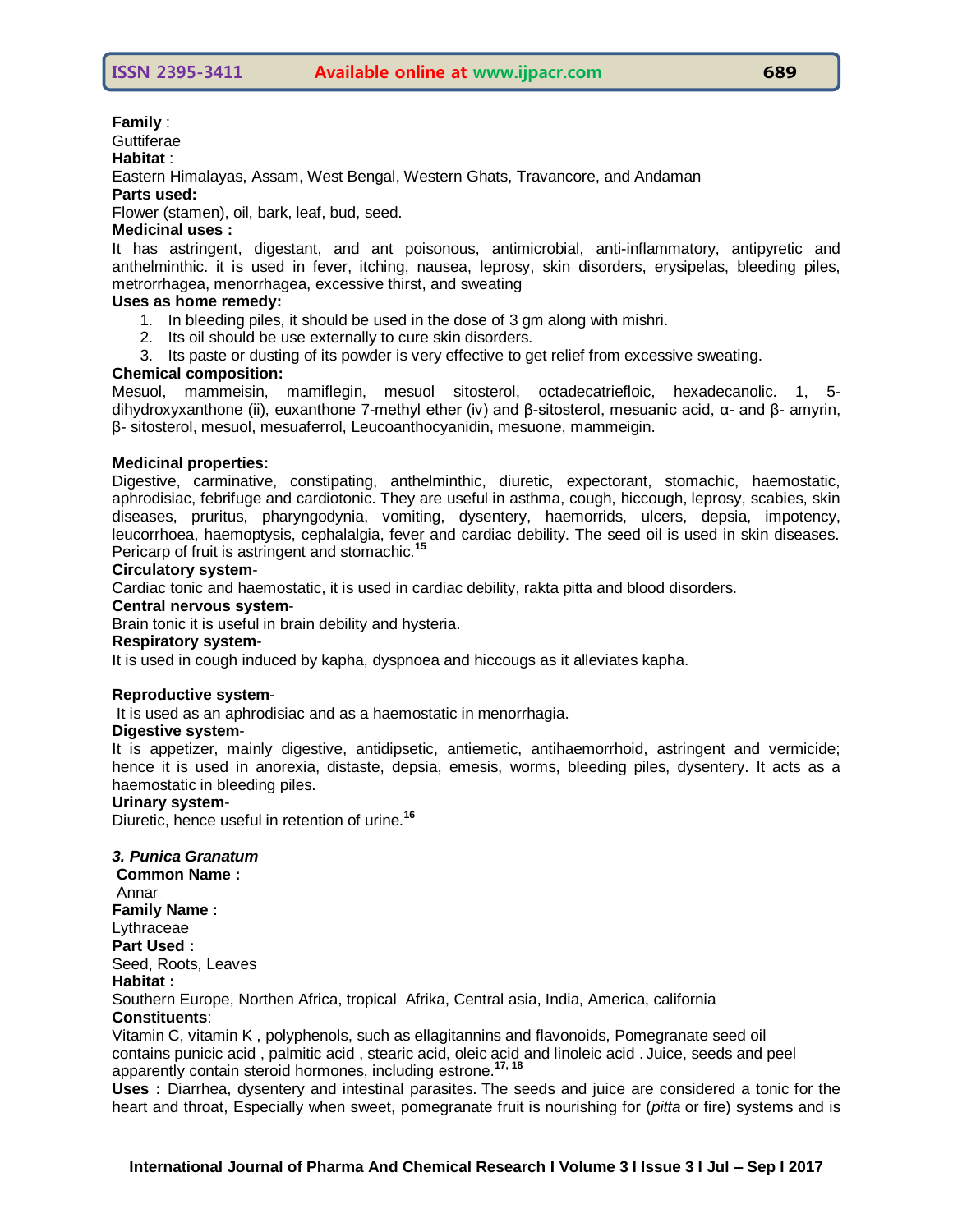**Family** :

Guttiferae

**Habitat** :

Eastern Himalayas, Assam, West Bengal, Western Ghats, Travancore, and Andaman

**Parts used:**

Flower (stamen), oil, bark, leaf, bud, seed.

**Medicinal uses :**

It has astringent, digestant, and ant poisonous, antimicrobial, anti-inflammatory, antipyretic and anthelminthic. it is used in fever, itching, nausea, leprosy, skin disorders, erysipelas, bleeding piles, metrorrhagea, menorrhagea, excessive thirst, and sweating

**Uses as home remedy:**

1. In bleeding piles, it should be used in the dose of 3 gm along with mishri.
2. Its oil should be use externally to cure skin disorders.
3. Its paste or dusting of its powder is very effective to get relief from excessive sweating.

**Chemical composition:**

Mesuol, mammeisin, mamiflegin, mesuol sitosterol, octadecatriefloic, hexadecanolic. 1, 5-dihydroxyxanthone (ii), euxanthone 7-methyl ether (iv) and β-sitosterol, mesuanic acid, α- and β- amyrin, β- sitosterol, mesuol, mesuaferrol, Leucoanthocyanidin, mesuone, mammeigin.

**Medicinal properties:**

Digestive, carminative, constipating, anthelminthic, diuretic, expectorant, stomachic, haemostatic, aphrodisiac, febrifuge and cardiotonic. They are useful in asthma, cough, hiccough, leprosy, scabies, skin diseases, pruritus, pharyngodynia, vomiting, dysentery, haemorrids, ulcers, depsia, impotency, leucorrhoea, haemoptysis, cephalalgia, fever and cardiac debility. The seed oil is used in skin diseases. Pericarp of fruit is astringent and stomachic.[15]

**Circulatory system**-

Cardiac tonic and haemostatic, it is used in cardiac debility, rakta pitta and blood disorders.

**Central nervous system**-

Brain tonic it is useful in brain debility and hysteria.

**Respiratory system**-

It is used in cough induced by kapha, dyspnoea and hiccougs as it alleviates kapha.

**Reproductive system**-

It is used as an aphrodisiac and as a haemostatic in menorrhagia.

**Digestive system**-

It is appetizer, mainly digestive, antidipsetic, antiemetic, antihaemorrhoid, astringent and vermicide; hence it is used in anorexia, distaste, depsia, emesis, worms, bleeding piles, dysentery. It acts as a haemostatic in bleeding piles.

**Urinary system**-

Diuretic, hence useful in retention of urine.[16]

### *3. Punica Granatum*

**Common Name :**

Annar

**Family Name :**

Lythraceae

**Part Used :**

Seed, Roots, Leaves

**Habitat :**

Southern Europe, Northen Africa, tropical Afrika, Central asia, India, America, california

**Constituents**:

Vitamin C, vitamin K , polyphenols, such as ellagitannins and flavonoids, Pomegranate seed oil contains punicic acid , palmitic acid , stearic acid, oleic acid and linoleic acid . Juice, seeds and peel apparently contain steroid hormones, including estrone.[17, 18]

**Uses :** Diarrhea, dysentery and intestinal parasites. The seeds and juice are considered a tonic for the heart and throat, Especially when sweet, pomegranate fruit is nourishing for (*pitta* or fire) systems and is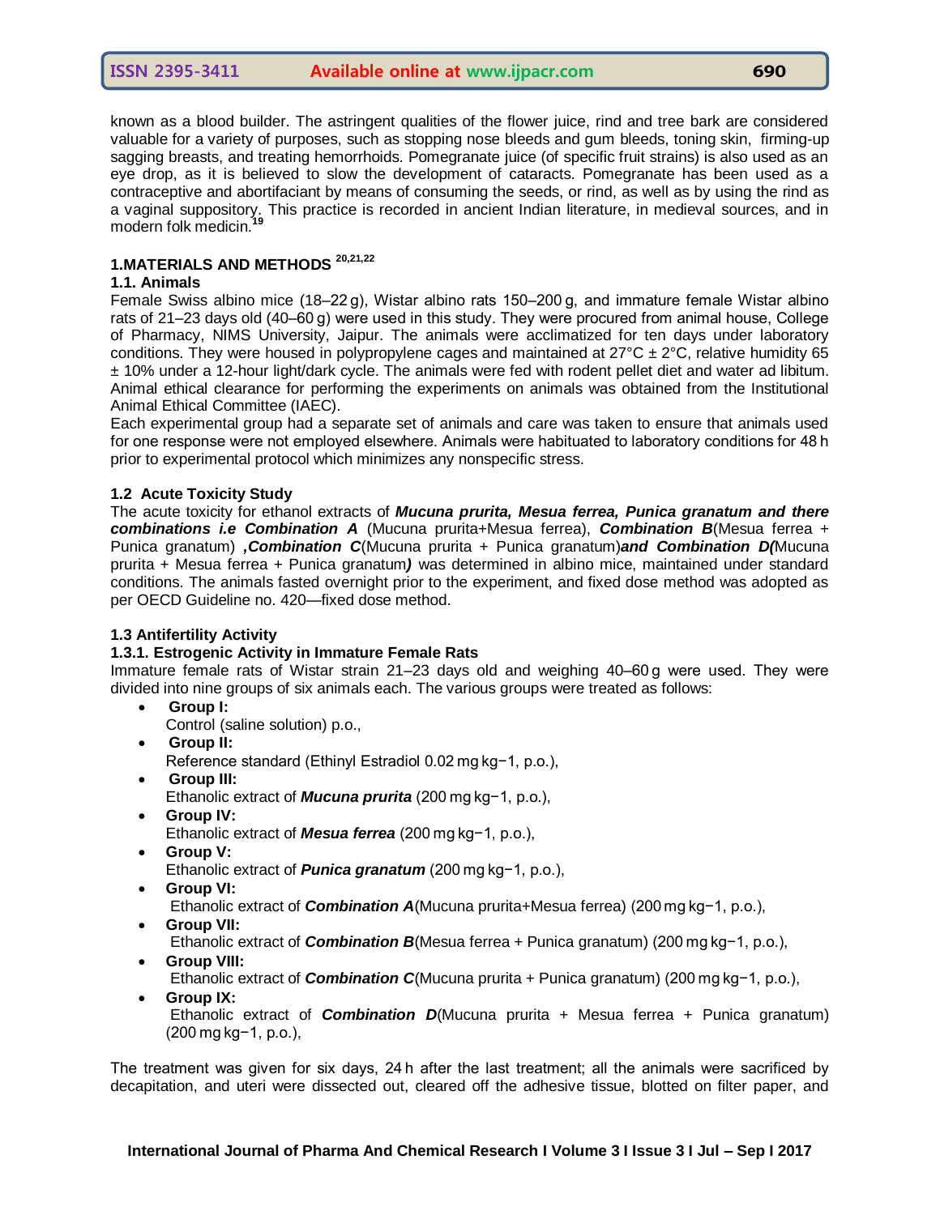known as a blood builder. The astringent qualities of the flower juice, rind and tree bark are considered valuable for a variety of purposes, such as stopping nose bleeds and gum bleeds, toning skin, firming-up sagging breasts, and treating hemorrhoids. Pomegranate juice (of specific fruit strains) is also used as an eye drop, as it is believed to slow the development of cataracts. Pomegranate has been used as a contraceptive and abortifacient by means of consuming the seeds, or rind, as well as by using the rind as a vaginal suppository. This practice is recorded in ancient Indian literature, in medieval sources, and in modern folk medicin.[19]

## 1.MATERIALS AND METHODS [20,21,22]

### 1.1. Animals

Female Swiss albino mice (18–22 g), Wistar albino rats 150–200 g, and immature female Wistar albino rats of 21–23 days old (40–60 g) were used in this study. They were procured from animal house, College of Pharmacy, NIMS University, Jaipur. The animals were acclimatized for ten days under laboratory conditions. They were housed in polypropylene cages and maintained at 27°C ± 2°C, relative humidity 65 ± 10% under a 12-hour light/dark cycle. The animals were fed with rodent pellet diet and water ad libitum. Animal ethical clearance for performing the experiments on animals was obtained from the Institutional Animal Ethical Committee (IAEC).

Each experimental group had a separate set of animals and care was taken to ensure that animals used for one response were not employed elsewhere. Animals were habituated to laboratory conditions for 48 h prior to experimental protocol which minimizes any nonspecific stress.

### 1.2 Acute Toxicity Study

The acute toxicity for ethanol extracts of ***Mucuna prurita, Mesua ferrea, Punica granatum and there combinations i.e Combination A*** (Mucuna prurita+Mesua ferrea), ***Combination B***(Mesua ferrea + Punica granatum) ***,Combination C***(Mucuna prurita + Punica granatum)***and Combination D(***Mucuna prurita + Mesua ferrea + Punica granatum***)*** was determined in albino mice, maintained under standard conditions. The animals fasted overnight prior to the experiment, and fixed dose method was adopted as per OECD Guideline no. 420—fixed dose method.

### 1.3 Antifertility Activity

#### 1.3.1. Estrogenic Activity in Immature Female Rats

Immature female rats of Wistar strain 21–23 days old and weighing 40–60 g were used. They were divided into nine groups of six animals each. The various groups were treated as follows:

- **Group I:**
  Control (saline solution) p.o.,
- **Group II:**
  Reference standard (Ethinyl Estradiol 0.02 mg kg−1, p.o.),
- **Group III:**
  Ethanolic extract of ***Mucuna prurita*** (200 mg kg−1, p.o.),
- **Group IV:**
  Ethanolic extract of ***Mesua ferrea*** (200 mg kg−1, p.o.),
- **Group V:**
  Ethanolic extract of ***Punica granatum*** (200 mg kg−1, p.o.),
- **Group VI:**
  Ethanolic extract of ***Combination A***(Mucuna prurita+Mesua ferrea) (200 mg kg−1, p.o.),
- **Group VII:**
  Ethanolic extract of ***Combination B***(Mesua ferrea + Punica granatum) (200 mg kg−1, p.o.),
- **Group VIII:**
  Ethanolic extract of ***Combination C***(Mucuna prurita + Punica granatum) (200 mg kg−1, p.o.),
- **Group IX:**
  Ethanolic extract of ***Combination D***(Mucuna prurita + Mesua ferrea + Punica granatum) (200 mg kg−1, p.o.),

The treatment was given for six days, 24 h after the last treatment; all the animals were sacrificed by decapitation, and uteri were dissected out, cleared off the adhesive tissue, blotted on filter paper, and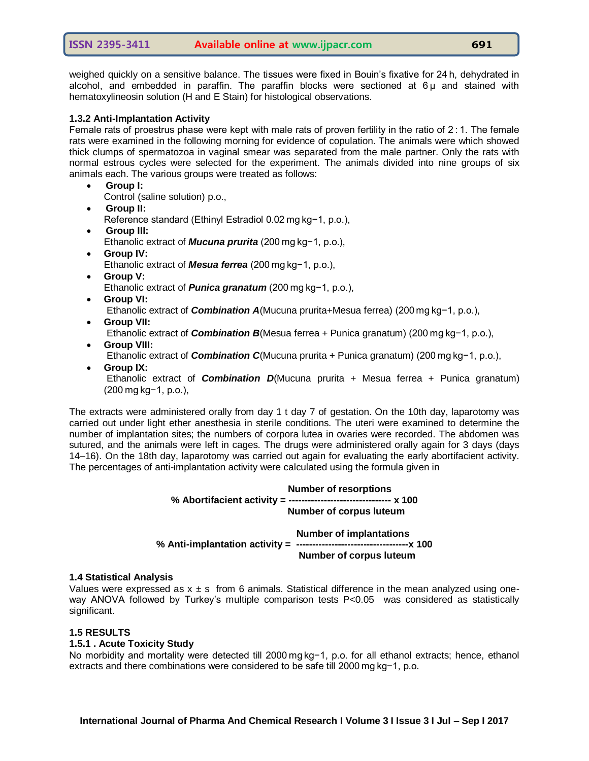weighed quickly on a sensitive balance. The tissues were fixed in Bouin's fixative for 24 h, dehydrated in alcohol, and embedded in paraffin. The paraffin blocks were sectioned at 6 μ and stained with hematoxylineosin solution (H and E Stain) for histological observations.

### 1.3.2 Anti-Implantation Activity

Female rats of proestrus phase were kept with male rats of proven fertility in the ratio of 2 : 1. The female rats were examined in the following morning for evidence of copulation. The animals were which showed thick clumps of spermatozoa in vaginal smear was separated from the male partner. Only the rats with normal estrous cycles were selected for the experiment. The animals divided into nine groups of six animals each. The various groups were treated as follows:

- **Group I:**
  Control (saline solution) p.o.,
- **Group II:**
  Reference standard (Ethinyl Estradiol 0.02 mg kg−1, p.o.),
- **Group III:**
  Ethanolic extract of ***Mucuna prurita*** (200 mg kg−1, p.o.),
- **Group IV:**
  Ethanolic extract of ***Mesua ferrea*** (200 mg kg−1, p.o.),
- **Group V:**
  Ethanolic extract of ***Punica granatum*** (200 mg kg−1, p.o.),
- **Group VI:**
  Ethanolic extract of ***Combination A***(Mucuna prurita+Mesua ferrea) (200 mg kg−1, p.o.),
- **Group VII:**
  Ethanolic extract of ***Combination B***(Mesua ferrea + Punica granatum) (200 mg kg−1, p.o.),
- **Group VIII:**
  Ethanolic extract of ***Combination C***(Mucuna prurita + Punica granatum) (200 mg kg−1, p.o.),
- **Group IX:**
  Ethanolic extract of ***Combination D***(Mucuna prurita + Mesua ferrea + Punica granatum) (200 mg kg−1, p.o.),

The extracts were administered orally from day 1 t day 7 of gestation. On the 10th day, laparotomy was carried out under light ether anesthesia in sterile conditions. The uteri were examined to determine the number of implantation sites; the numbers of corpora lutea in ovaries were recorded. The abdomen was sutured, and the animals were left in cages. The drugs were administered orally again for 3 days (days 14–16). On the 18th day, laparotomy was carried out again for evaluating the early abortifacient activity. The percentages of anti-implantation activity were calculated using the formula given in

$$\textbf{\% Abortifacient activity} = \frac{\textbf{Number of resorptions}}{\textbf{Number of corpus luteum}} \times 100$$

$$\textbf{\% Anti-implantation activity} = \frac{\textbf{Number of implantations}}{\textbf{Number of corpus luteum}} \times 100$$

### 1.4 Statistical Analysis

Values were expressed as x ± s from 6 animals. Statistical difference in the mean analyzed using one-way ANOVA followed by Turkey's multiple comparison tests $P<0.05$ was considered as statistically significant.

### 1.5 RESULTS

### 1.5.1 . Acute Toxicity Study

No morbidity and mortality were detected till 2000 mg kg−1, p.o. for all ethanol extracts; hence, ethanol extracts and there combinations were considered to be safe till 2000 mg kg−1, p.o.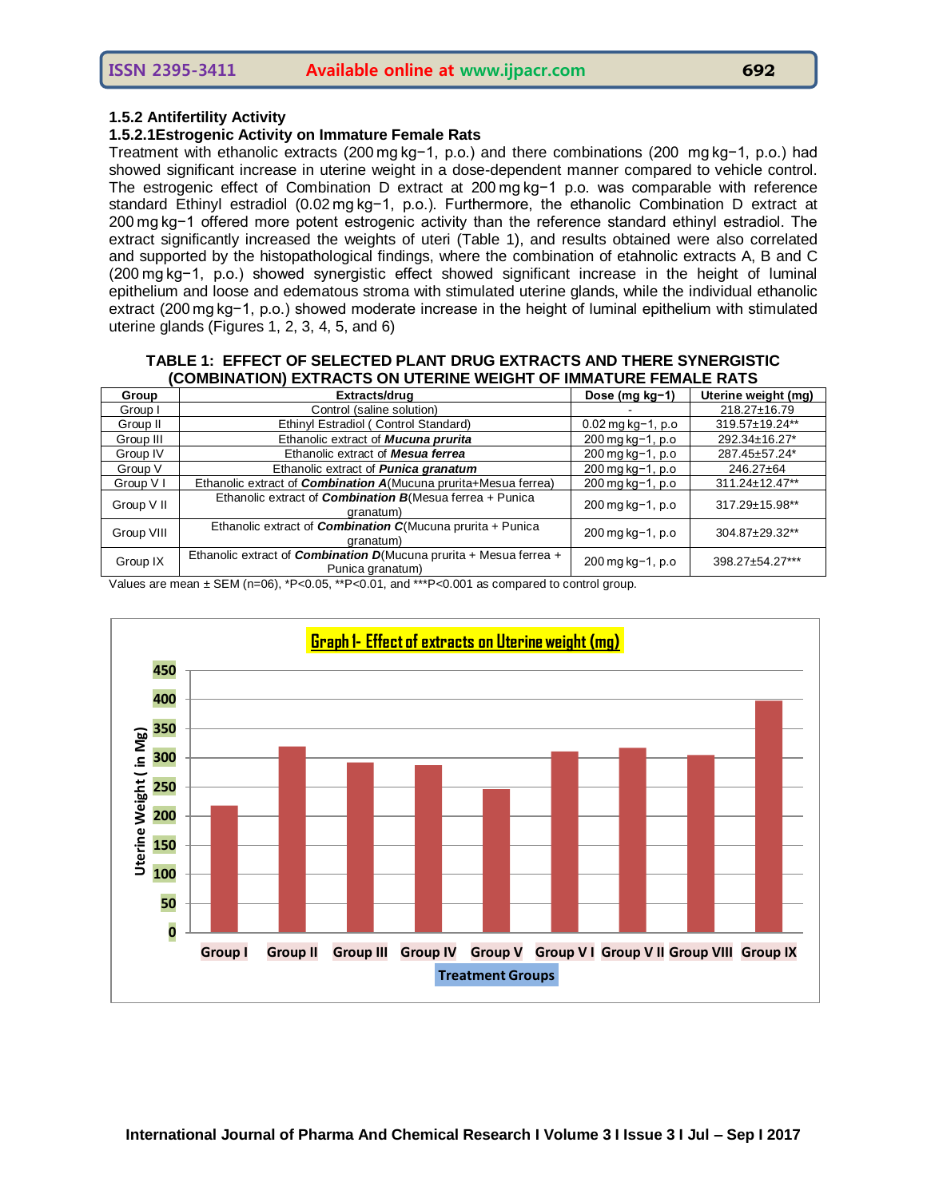### 1.5.2 Antifertility Activity

#### 1.5.2.1Estrogenic Activity on Immature Female Rats

Treatment with ethanolic extracts (200 mg kg−1, p.o.) and there combinations (200 mg kg−1, p.o.) had showed significant increase in uterine weight in a dose-dependent manner compared to vehicle control. The estrogenic effect of Combination D extract at 200 mg kg−1 p.o. was comparable with reference standard Ethinyl estradiol (0.02 mg kg−1, p.o.). Furthermore, the ethanolic Combination D extract at 200 mg kg−1 offered more potent estrogenic activity than the reference standard ethinyl estradiol. The extract significantly increased the weights of uteri (Table 1), and results obtained were also correlated and supported by the histopathological findings, where the combination of etahnolic extracts A, B and C (200 mg kg−1, p.o.) showed synergistic effect showed significant increase in the height of luminal epithelium and loose and edematous stroma with stimulated uterine glands, while the individual ethanolic extract (200 mg kg−1, p.o.) showed moderate increase in the height of luminal epithelium with stimulated uterine glands (Figures 1, 2, 3, 4, 5, and 6)

**TABLE 1: EFFECT OF SELECTED PLANT DRUG EXTRACTS AND THERE SYNERGISTIC (COMBINATION) EXTRACTS ON UTERINE WEIGHT OF IMMATURE FEMALE RATS**

| Group | Extracts/drug | Dose (mg kg−1) | Uterine weight (mg) |
|---|---|---|---|
| Group I | Control (saline solution) | - | 218.27±16.79 |
| Group II | Ethinyl Estradiol ( Control Standard) | 0.02 mg kg−1, p.o | 319.57±19.24** |
| Group III | Ethanolic extract of ***Mucuna prurita*** | 200 mg kg−1, p.o | 292.34±16.27* |
| Group IV | Ethanolic extract of ***Mesua ferrea*** | 200 mg kg−1, p.o | 287.45±57.24* |
| Group V | Ethanolic extract of ***Punica granatum*** | 200 mg kg−1, p.o | 246.27±64 |
| Group V I | Ethanolic extract of ***Combination A***(Mucuna prurita+Mesua ferrea) | 200 mg kg−1, p.o | 311.24±12.47** |
| Group V II | Ethanolic extract of ***Combination B***(Mesua ferrea + Punica granatum) | 200 mg kg−1, p.o | 317.29±15.98** |
| Group VIII | Ethanolic extract of ***Combination C***(Mucuna prurita + Punica granatum) | 200 mg kg−1, p.o | 304.87±29.32** |
| Group IX | Ethanolic extract of ***Combination D***(Mucuna prurita + Mesua ferrea + Punica granatum) | 200 mg kg−1, p.o | 398.27±54.27*** |

Values are mean ± SEM (n=06), *P<0.05, **P<0.01, and ***P<0.001 as compared to control group.

**Graph 1- Effect of extracts on Uterine weight (mg)**

| Treatment Groups | Uterine Weight ( in Mg) |
|---|---|
| Group I | 218.27 |
| Group II | 319.57 |
| Group III | 292.34 |
| Group IV | 287.45 |
| Group V | 246.27 |
| Group V I | 311.24 |
| Group V II | 317.29 |
| Group VIII | 304.87 |
| Group IX | 398.27 |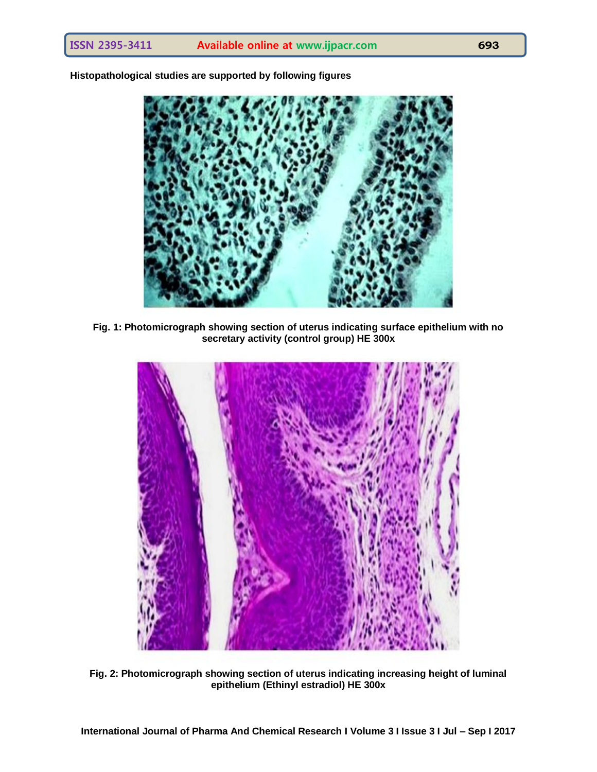**Histopathological studies are supported by following figures**

**Fig. 1: Photomicrograph showing section of uterus indicating surface epithelium with no secretary activity (control group) HE 300x**

**Fig. 2: Photomicrograph showing section of uterus indicating increasing height of luminal epithelium (Ethinyl estradiol) HE 300x**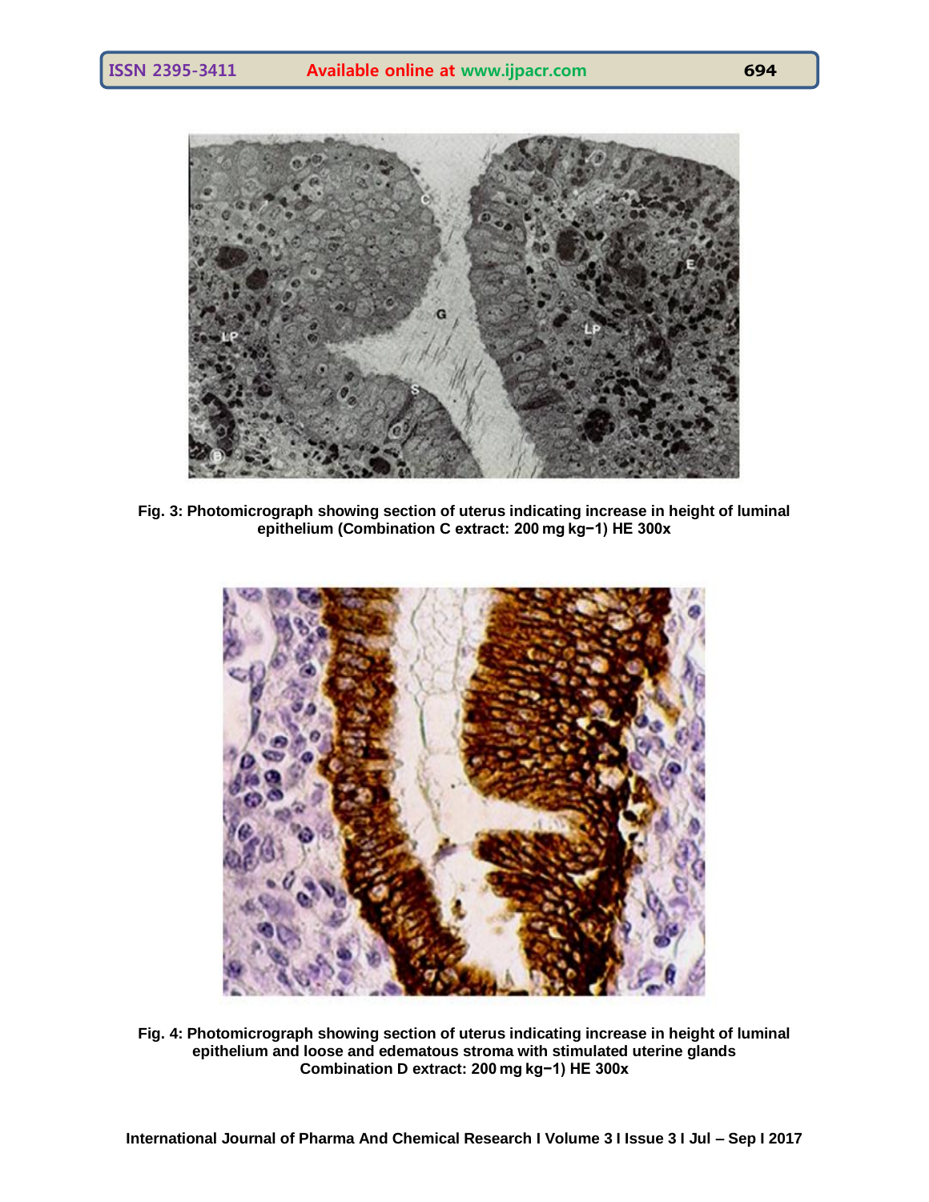**Fig. 3: Photomicrograph showing section of uterus indicating increase in height of luminal epithelium (Combination C extract: 200 mg kg−1) HE 300x**

**Fig. 4: Photomicrograph showing section of uterus indicating increase in height of luminal epithelium and loose and edematous stroma with stimulated uterine glands Combination D extract: 200 mg kg−1) HE 300x**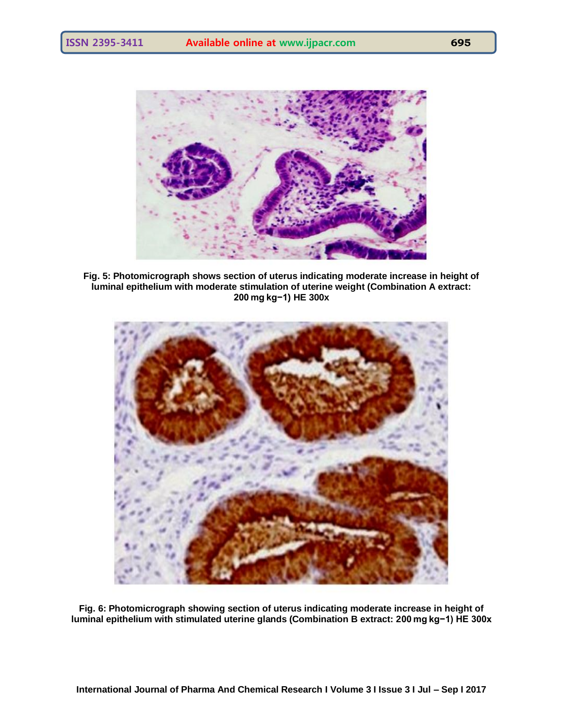**Fig. 5: Photomicrograph shows section of uterus indicating moderate increase in height of luminal epithelium with moderate stimulation of uterine weight (Combination A extract: 200 mg kg−1) HE 300x**

**Fig. 6: Photomicrograph showing section of uterus indicating moderate increase in height of luminal epithelium with stimulated uterine glands (Combination B extract: 200 mg kg−1) HE 300x**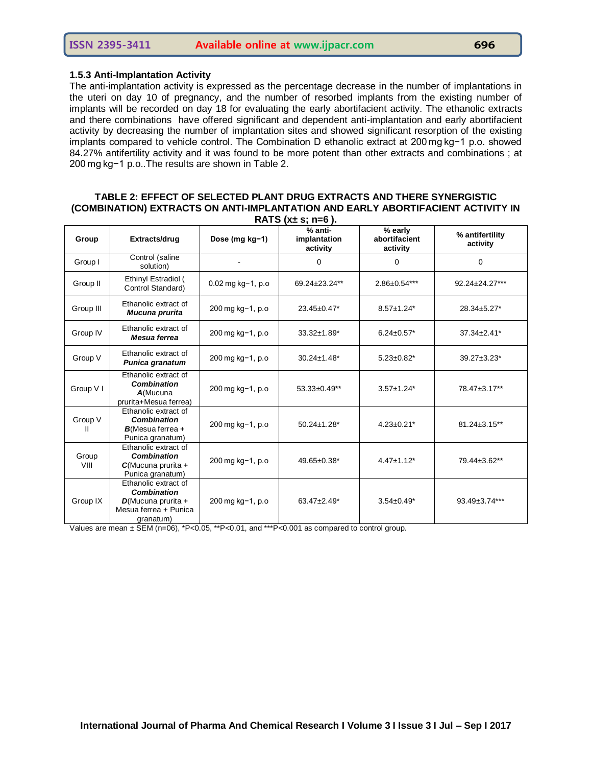### 1.5.3 Anti-Implantation Activity

The anti-implantation activity is expressed as the percentage decrease in the number of implantations in the uteri on day 10 of pregnancy, and the number of resorbed implants from the existing number of implants will be recorded on day 18 for evaluating the early abortifacient activity. The ethanolic extracts and there combinations have offered significant and dependent anti-implantation and early abortifacient activity by decreasing the number of implantation sites and showed significant resorption of the existing implants compared to vehicle control. The Combination D ethanolic extract at 200 mg kg−1 p.o. showed 84.27% antifertility activity and it was found to be more potent than other extracts and combinations ; at 200 mg kg−1 p.o..The results are shown in Table 2.

**TABLE 2: EFFECT OF SELECTED PLANT DRUG EXTRACTS AND THERE SYNERGISTIC (COMBINATION) EXTRACTS ON ANTI-IMPLANTATION AND EARLY ABORTIFACIENT ACTIVITY IN RATS (x± s; n=6 ).**

| Group | Extracts/drug | Dose (mg kg−1) | % anti-implantation activity | % early abortifacient activity | % antifertility activity |
|---|---|---|---|---|---|
| Group I | Control (saline solution) | - | 0 | 0 | 0 |
| Group II | Ethinyl Estradiol ( Control Standard) | 0.02 mg kg−1, p.o | 69.24±23.24** | 2.86±0.54*** | 92.24±24.27*** |
| Group III | Ethanolic extract of ***Mucuna prurita*** | 200 mg kg−1, p.o | 23.45±0.47* | 8.57±1.24* | 28.34±5.27* |
| Group IV | Ethanolic extract of ***Mesua ferrea*** | 200 mg kg−1, p.o | 33.32±1.89* | 6.24±0.57* | 37.34±2.41* |
| Group V | Ethanolic extract of ***Punica granatum*** | 200 mg kg−1, p.o | 30.24±1.48* | 5.23±0.82* | 39.27±3.23* |
| Group V I | Ethanolic extract of ***Combination A***(Mucuna prurita+Mesua ferrea) | 200 mg kg−1, p.o | 53.33±0.49** | 3.57±1.24* | 78.47±3.17** |
| Group V II | Ethanolic extract of ***Combination B***(Mesua ferrea + Punica granatum) | 200 mg kg−1, p.o | 50.24±1.28* | 4.23±0.21* | 81.24±3.15** |
| Group VIII | Ethanolic extract of ***Combination C***(Mucuna prurita + Punica granatum) | 200 mg kg−1, p.o | 49.65±0.38* | 4.47±1.12* | 79.44±3.62** |
| Group IX | Ethanolic extract of ***Combination D***(Mucuna prurita + Mesua ferrea + Punica granatum) | 200 mg kg−1, p.o | 63.47±2.49* | 3.54±0.49* | 93.49±3.74*** |

Values are mean ± SEM (n=06), *P<0.05, **P<0.01, and ***P<0.001 as compared to control group.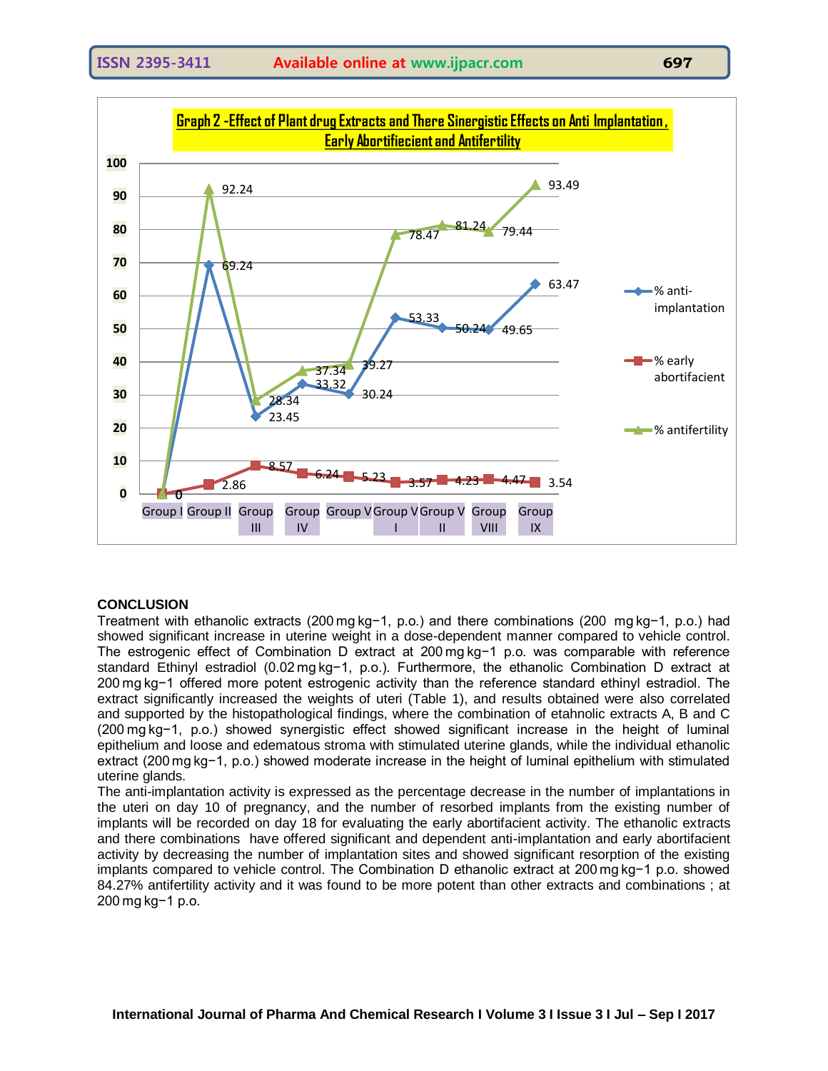**Graph 2 -Effect of Plant drug Extracts and There Sinergistic Effects on Anti Implantation , Early Abortifiecient and Antifertility**

| | Group I | Group II | Group III | Group IV | Group V | Group VI | Group VII | Group VIII | Group IX |
|---|---|---|---|---|---|---|---|---|---|
| % anti-implantation | 0 | 69.24 | 23.45 | 33.32 | 30.24 | 53.33 | 50.24 | 49.65 | 63.47 |
| % early abortifacient | 0 | 2.86 | 8.57 | 6.24 | 5.23 | 3.57 | 4.23 | 4.47 | 3.54 |
| % antifertility | 0 | 92.24 | 28.34 | 37.34 | 39.27 | 78.47 | 81.24 | 79.44 | 93.49 |

## CONCLUSION

Treatment with ethanolic extracts (200 mg kg−1, p.o.) and there combinations (200 mg kg−1, p.o.) had showed significant increase in uterine weight in a dose-dependent manner compared to vehicle control. The estrogenic effect of Combination D extract at 200 mg kg−1 p.o. was comparable with reference standard Ethinyl estradiol (0.02 mg kg−1, p.o.). Furthermore, the ethanolic Combination D extract at 200 mg kg−1 offered more potent estrogenic activity than the reference standard ethinyl estradiol. The extract significantly increased the weights of uteri (Table 1), and results obtained were also correlated and supported by the histopathological findings, where the combination of etahnolic extracts A, B and C (200 mg kg−1, p.o.) showed synergistic effect showed significant increase in the height of luminal epithelium and loose and edematous stroma with stimulated uterine glands, while the individual ethanolic extract (200 mg kg−1, p.o.) showed moderate increase in the height of luminal epithelium with stimulated uterine glands.

The anti-implantation activity is expressed as the percentage decrease in the number of implantations in the uteri on day 10 of pregnancy, and the number of resorbed implants from the existing number of implants will be recorded on day 18 for evaluating the early abortifacient activity. The ethanolic extracts and there combinations have offered significant and dependent anti-implantation and early abortifacient activity by decreasing the number of implantation sites and showed significant resorption of the existing implants compared to vehicle control. The Combination D ethanolic extract at 200 mg kg−1 p.o. showed 84.27% antifertility activity and it was found to be more potent than other extracts and combinations ; at 200 mg kg−1 p.o.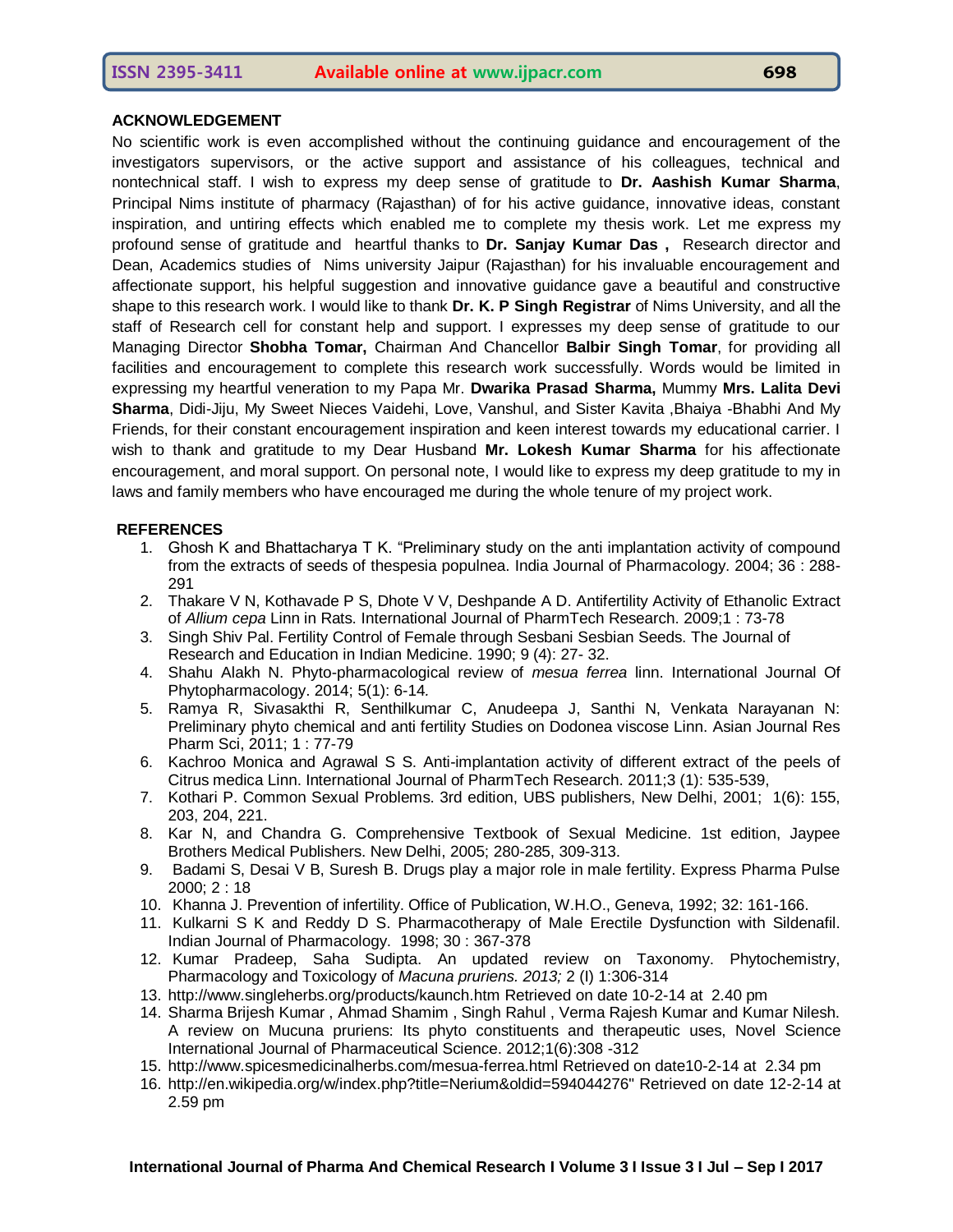## ACKNOWLEDGEMENT

No scientific work is even accomplished without the continuing guidance and encouragement of the investigators supervisors, or the active support and assistance of his colleagues, technical and nontechnical staff. I wish to express my deep sense of gratitude to **Dr. Aashish Kumar Sharma**, Principal Nims institute of pharmacy (Rajasthan) of for his active guidance, innovative ideas, constant inspiration, and untiring effects which enabled me to complete my thesis work. Let me express my profound sense of gratitude and heartful thanks to **Dr. Sanjay Kumar Das ,** Research director and Dean, Academics studies of Nims university Jaipur (Rajasthan) for his invaluable encouragement and affectionate support, his helpful suggestion and innovative guidance gave a beautiful and constructive shape to this research work. I would like to thank **Dr. K. P Singh Registrar** of Nims University, and all the staff of Research cell for constant help and support. I expresses my deep sense of gratitude to our Managing Director **Shobha Tomar,** Chairman And Chancellor **Balbir Singh Tomar**, for providing all facilities and encouragement to complete this research work successfully. Words would be limited in expressing my heartful veneration to my Papa Mr. **Dwarika Prasad Sharma,** Mummy **Mrs. Lalita Devi Sharma**, Didi-Jiju, My Sweet Nieces Vaidehi, Love, Vanshul, and Sister Kavita ,Bhaiya -Bhabhi And My Friends, for their constant encouragement inspiration and keen interest towards my educational carrier. I wish to thank and gratitude to my Dear Husband **Mr. Lokesh Kumar Sharma** for his affectionate encouragement, and moral support. On personal note, I would like to express my deep gratitude to my in laws and family members who have encouraged me during the whole tenure of my project work.

## REFERENCES

1. Ghosh K and Bhattacharya T K. "Preliminary study on the anti implantation activity of compound from the extracts of seeds of thespesia populnea. India Journal of Pharmacology. 2004; 36 : 288-291
2. Thakare V N, Kothavade P S, Dhote V V, Deshpande A D. Antifertility Activity of Ethanolic Extract of *Allium cepa* Linn in Rats. International Journal of PharmTech Research. 2009;1 : 73-78
3. Singh Shiv Pal. Fertility Control of Female through Sesbani Sesbian Seeds. The Journal of Research and Education in Indian Medicine. 1990; 9 (4): 27- 32.
4. Shahu Alakh N. Phyto-pharmacological review of *mesua ferrea* linn. International Journal Of Phytopharmacology. 2014; 5(1): 6-14.
5. Ramya R, Sivasakthi R, Senthilkumar C, Anudeepa J, Santhi N, Venkata Narayanan N: Preliminary phyto chemical and anti fertility Studies on Dodonea viscose Linn. Asian Journal Res Pharm Sci, 2011; 1 : 77-79
6. Kachroo Monica and Agrawal S S. Anti-implantation activity of different extract of the peels of Citrus medica Linn. International Journal of PharmTech Research. 2011;3 (1): 535-539,
7. Kothari P. Common Sexual Problems. 3rd edition, UBS publishers, New Delhi, 2001; 1(6): 155, 203, 204, 221.
8. Kar N, and Chandra G. Comprehensive Textbook of Sexual Medicine. 1st edition, Jaypee Brothers Medical Publishers. New Delhi, 2005; 280-285, 309-313.
9. Badami S, Desai V B, Suresh B. Drugs play a major role in male fertility. Express Pharma Pulse 2000; 2 : 18
10. Khanna J. Prevention of infertility. Office of Publication, W.H.O., Geneva, 1992; 32: 161-166.
11. Kulkarni S K and Reddy D S. Pharmacotherapy of Male Erectile Dysfunction with Sildenafil. Indian Journal of Pharmacology. 1998; 30 : 367-378
12. Kumar Pradeep, Saha Sudipta. An updated review on Taxonomy. Phytochemistry, Pharmacology and Toxicology of *Macuna pruriens. 2013;* 2 (I) 1:306-314
13. http://www.singleherbs.org/products/kaunch.htm Retrieved on date 10-2-14 at 2.40 pm
14. Sharma Brijesh Kumar , Ahmad Shamim , Singh Rahul , Verma Rajesh Kumar and Kumar Nilesh. A review on Mucuna pruriens: Its phyto constituents and therapeutic uses, Novel Science International Journal of Pharmaceutical Science. 2012;1(6):308 -312
15. http://www.spicesmedicinalherbs.com/mesua-ferrea.html Retrieved on date10-2-14 at 2.34 pm
16. http://en.wikipedia.org/w/index.php?title=Nerium&oldid=594044276" Retrieved on date 12-2-14 at 2.59 pm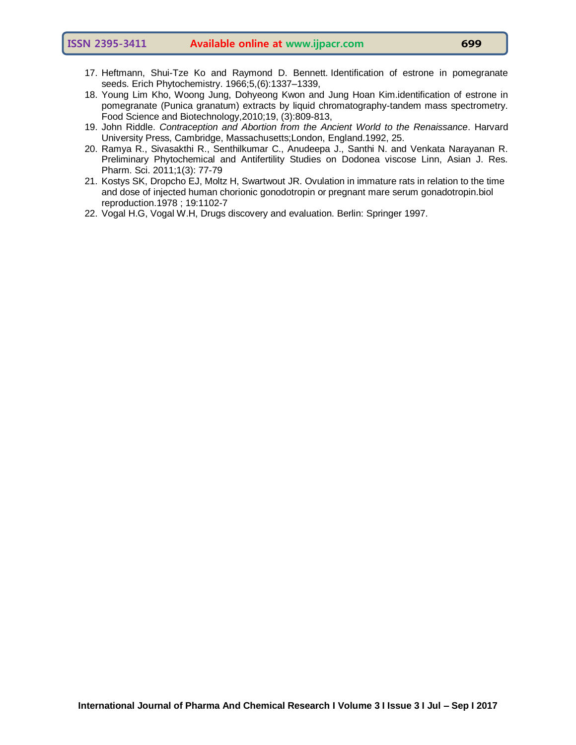17. Heftmann, Shui-Tze Ko and Raymond D. Bennett. Identification of estrone in pomegranate seeds. Erich Phytochemistry. 1966;5,(6):1337–1339,
18. Young Lim Kho, Woong Jung, Dohyeong Kwon and Jung Hoan Kim.identification of estrone in pomegranate (Punica granatum) extracts by liquid chromatography-tandem mass spectrometry. Food Science and Biotechnology,2010;19, (3):809-813,
19. John Riddle. *Contraception and Abortion from the Ancient World to the Renaissance*. Harvard University Press, Cambridge, Massachusetts;London, England.1992, 25.
20. Ramya R., Sivasakthi R., Senthilkumar C., Anudeepa J., Santhi N. and Venkata Narayanan R. Preliminary Phytochemical and Antifertility Studies on Dodonea viscose Linn, Asian J. Res. Pharm. Sci. 2011;1(3): 77-79
21. Kostys SK, Dropcho EJ, Moltz H, Swartwout JR. Ovulation in immature rats in relation to the time and dose of injected human chorionic gonodotropin or pregnant mare serum gonadotropin.biol reproduction.1978 ; 19:1102-7
22. Vogal H.G, Vogal W.H, Drugs discovery and evaluation. Berlin: Springer 1997.